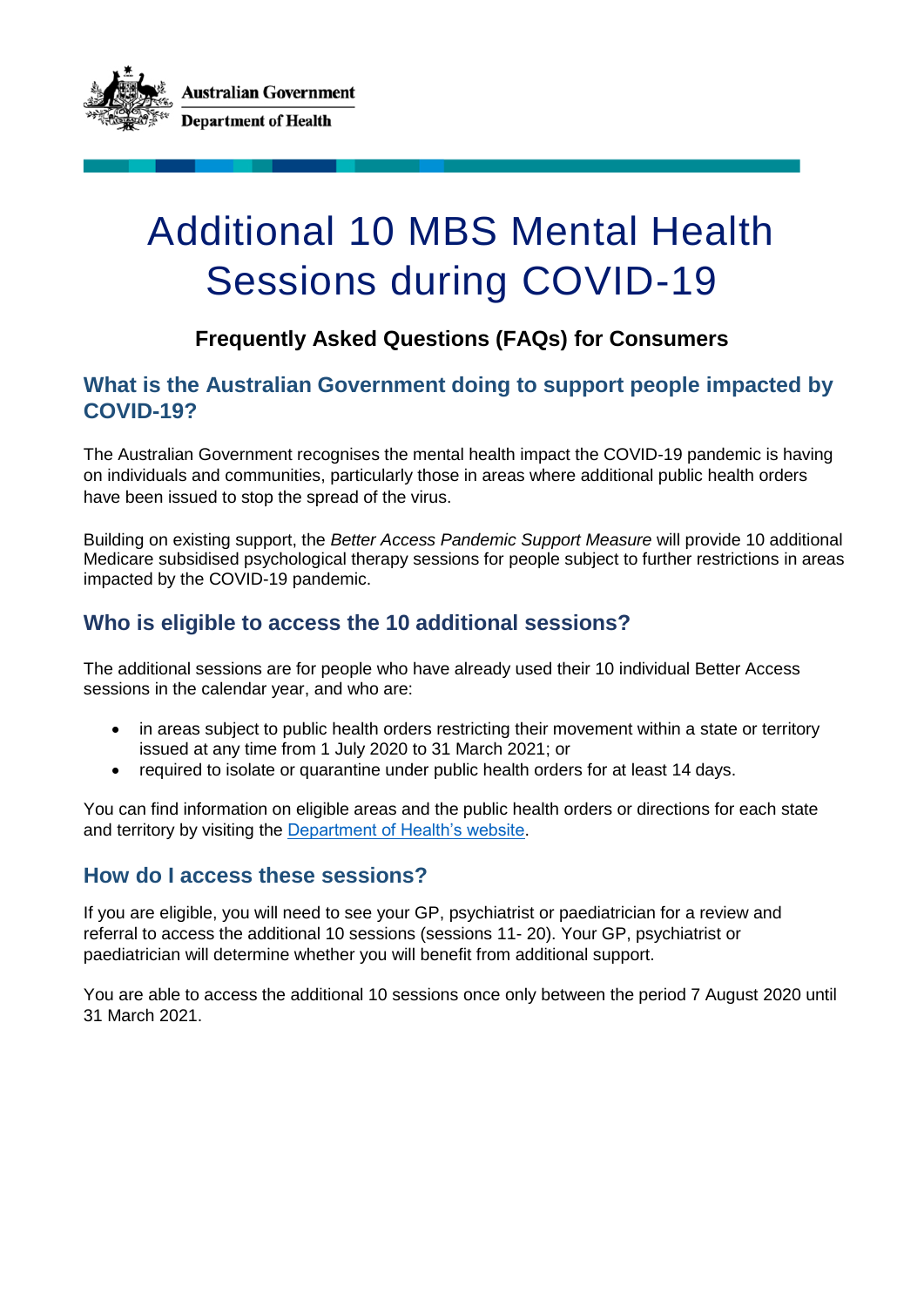Australian Government

Department of Health

# Additional 10 MBS Mental Health Sessions during COVID-19

### Frequently Asked Questions (FAQs) for Consumers

## What is the Australian Government doing to support people impacted by COVID-19?

The Australian Government recognises the mental health impact the COVID-19 pandemic is having on individuals and communities, particularly those in areas where additional public health orders have been issued to stop the spread of the virus.

Building on existing support, the *Better Access Pandemic Support Measure* will provide 10 additional Medicare subsidised psychological therapy sessions for people subject to further restrictions in areas impacted by the COVID-19 pandemic.

## Who is eligible to access the 10 additional sessions?

The additional sessions are for people who have already used their 10 individual Better Access sessions in the calendar year, and who are:

- in areas subject to public health orders restricting their movement within a state or territory issued at any time from 1 July 2020 to 31 March 2021; or
- required to isolate or quarantine under public health orders for at least 14 days.

You can find information on eligible areas and the public health orders or directions for each state and territory by visiting the [Department of Health's website](https://www.health.gov.au).

## How do I access these sessions?

If you are eligible, you will need to see your GP, psychiatrist or paediatrician for a review and referral to access the additional 10 sessions (sessions 11- 20). Your GP, psychiatrist or paediatrician will determine whether you will benefit from additional support.

You are able to access the additional 10 sessions once only between the period 7 August 2020 until 31 March 2021.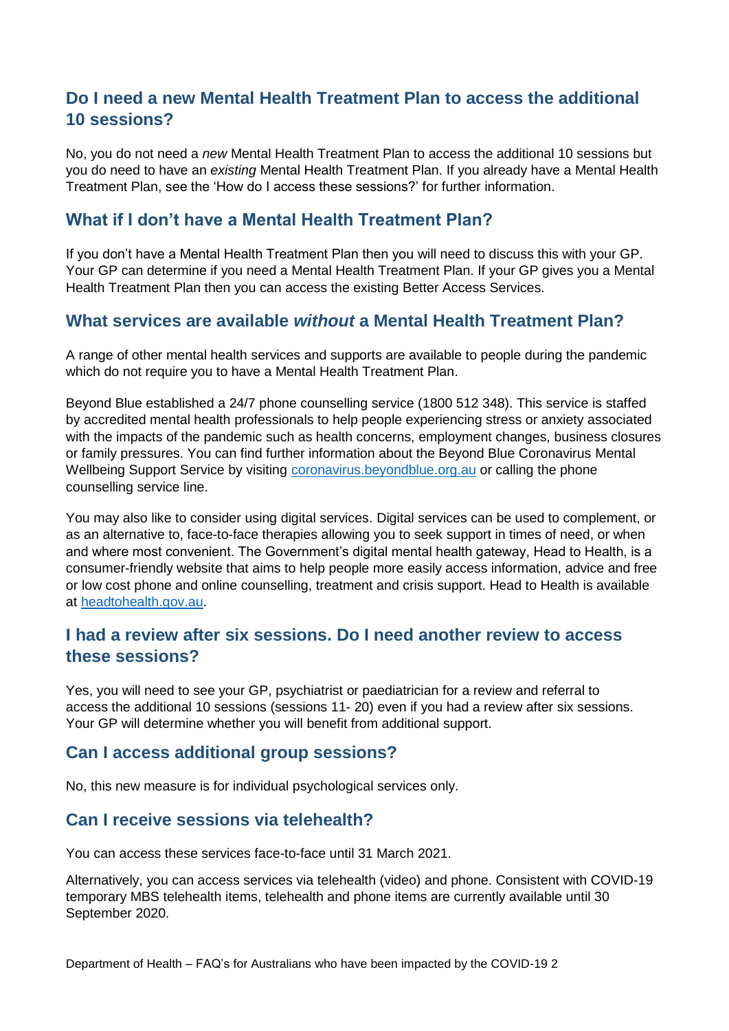## Do I need a new Mental Health Treatment Plan to access the additional 10 sessions?

No, you do not need a *new* Mental Health Treatment Plan to access the additional 10 sessions but you do need to have an *existing* Mental Health Treatment Plan. If you already have a Mental Health Treatment Plan, see the 'How do I access these sessions?' for further information.

## What if I don't have a Mental Health Treatment Plan?

If you don't have a Mental Health Treatment Plan then you will need to discuss this with your GP. Your GP can determine if you need a Mental Health Treatment Plan. If your GP gives you a Mental Health Treatment Plan then you can access the existing Better Access Services.

## What services are available *without* a Mental Health Treatment Plan?

A range of other mental health services and supports are available to people during the pandemic which do not require you to have a Mental Health Treatment Plan.

Beyond Blue established a 24/7 phone counselling service (1800 512 348). This service is staffed by accredited mental health professionals to help people experiencing stress or anxiety associated with the impacts of the pandemic such as health concerns, employment changes, business closures or family pressures. You can find further information about the Beyond Blue Coronavirus Mental Wellbeing Support Service by visiting coronavirus.beyondblue.org.au or calling the phone counselling service line.

You may also like to consider using digital services. Digital services can be used to complement, or as an alternative to, face-to-face therapies allowing you to seek support in times of need, or when and where most convenient. The Government's digital mental health gateway, Head to Health, is a consumer-friendly website that aims to help people more easily access information, advice and free or low cost phone and online counselling, treatment and crisis support. Head to Health is available at headtohealth.gov.au.

## I had a review after six sessions. Do I need another review to access these sessions?

Yes, you will need to see your GP, psychiatrist or paediatrician for a review and referral to access the additional 10 sessions (sessions 11- 20) even if you had a review after six sessions. Your GP will determine whether you will benefit from additional support.

## Can I access additional group sessions?

No, this new measure is for individual psychological services only.

## Can I receive sessions via telehealth?

You can access these services face-to-face until 31 March 2021.

Alternatively, you can access services via telehealth (video) and phone. Consistent with COVID-19 temporary MBS telehealth items, telehealth and phone items are currently available until 30 September 2020.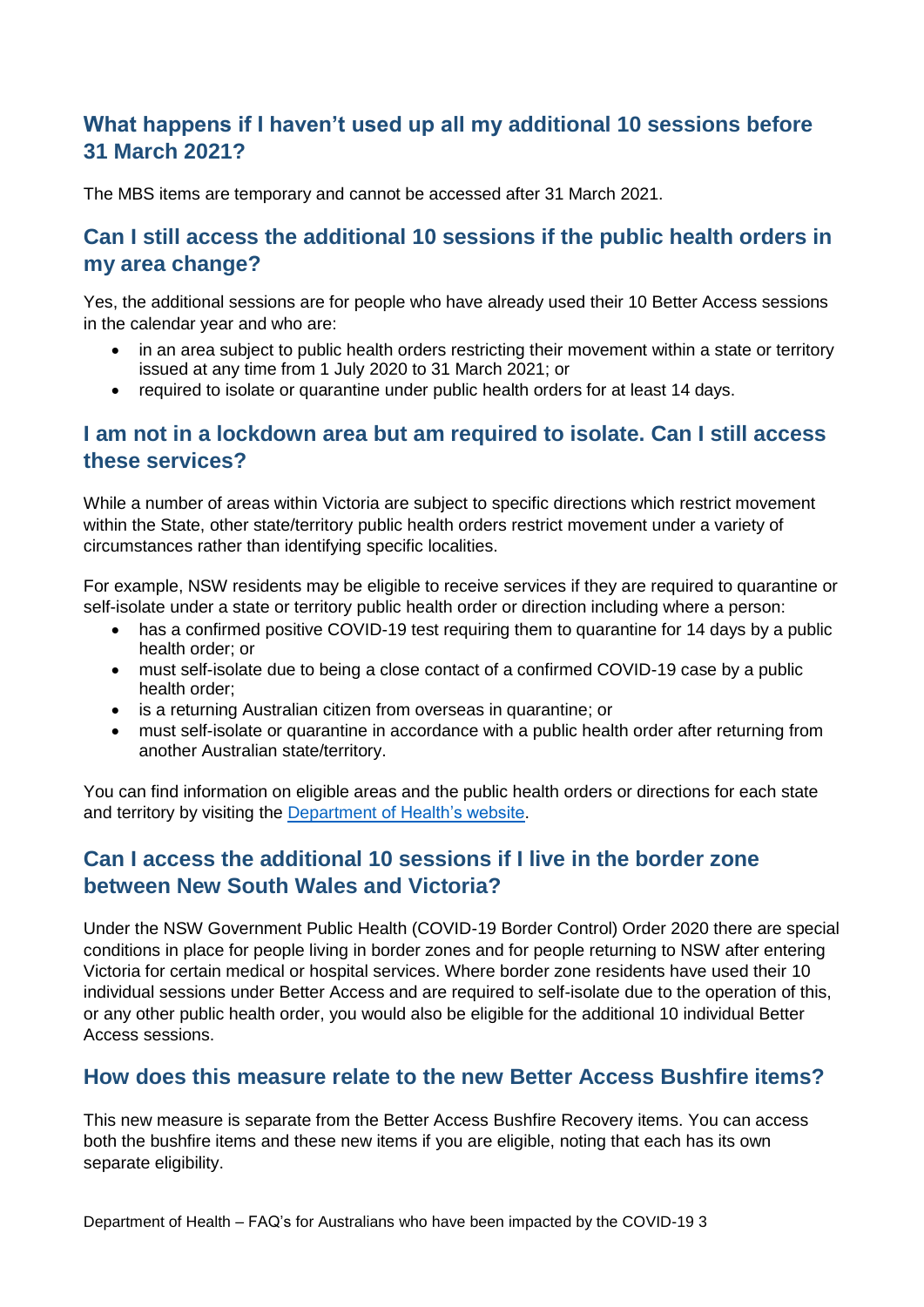## What happens if I haven't used up all my additional 10 sessions before 31 March 2021?

The MBS items are temporary and cannot be accessed after 31 March 2021.

## Can I still access the additional 10 sessions if the public health orders in my area change?

Yes, the additional sessions are for people who have already used their 10 Better Access sessions in the calendar year and who are:

- in an area subject to public health orders restricting their movement within a state or territory issued at any time from 1 July 2020 to 31 March 2021; or
- required to isolate or quarantine under public health orders for at least 14 days.

## I am not in a lockdown area but am required to isolate. Can I still access these services?

While a number of areas within Victoria are subject to specific directions which restrict movement within the State, other state/territory public health orders restrict movement under a variety of circumstances rather than identifying specific localities.

For example, NSW residents may be eligible to receive services if they are required to quarantine or self-isolate under a state or territory public health order or direction including where a person:

- has a confirmed positive COVID-19 test requiring them to quarantine for 14 days by a public health order; or
- must self-isolate due to being a close contact of a confirmed COVID-19 case by a public health order;
- is a returning Australian citizen from overseas in quarantine; or
- must self-isolate or quarantine in accordance with a public health order after returning from another Australian state/territory.

You can find information on eligible areas and the public health orders or directions for each state and territory by visiting the [Department of Health's website](#).

## Can I access the additional 10 sessions if I live in the border zone between New South Wales and Victoria?

Under the NSW Government Public Health (COVID-19 Border Control) Order 2020 there are special conditions in place for people living in border zones and for people returning to NSW after entering Victoria for certain medical or hospital services. Where border zone residents have used their 10 individual sessions under Better Access and are required to self-isolate due to the operation of this, or any other public health order, you would also be eligible for the additional 10 individual Better Access sessions.

## How does this measure relate to the new Better Access Bushfire items?

This new measure is separate from the Better Access Bushfire Recovery items. You can access both the bushfire items and these new items if you are eligible, noting that each has its own separate eligibility.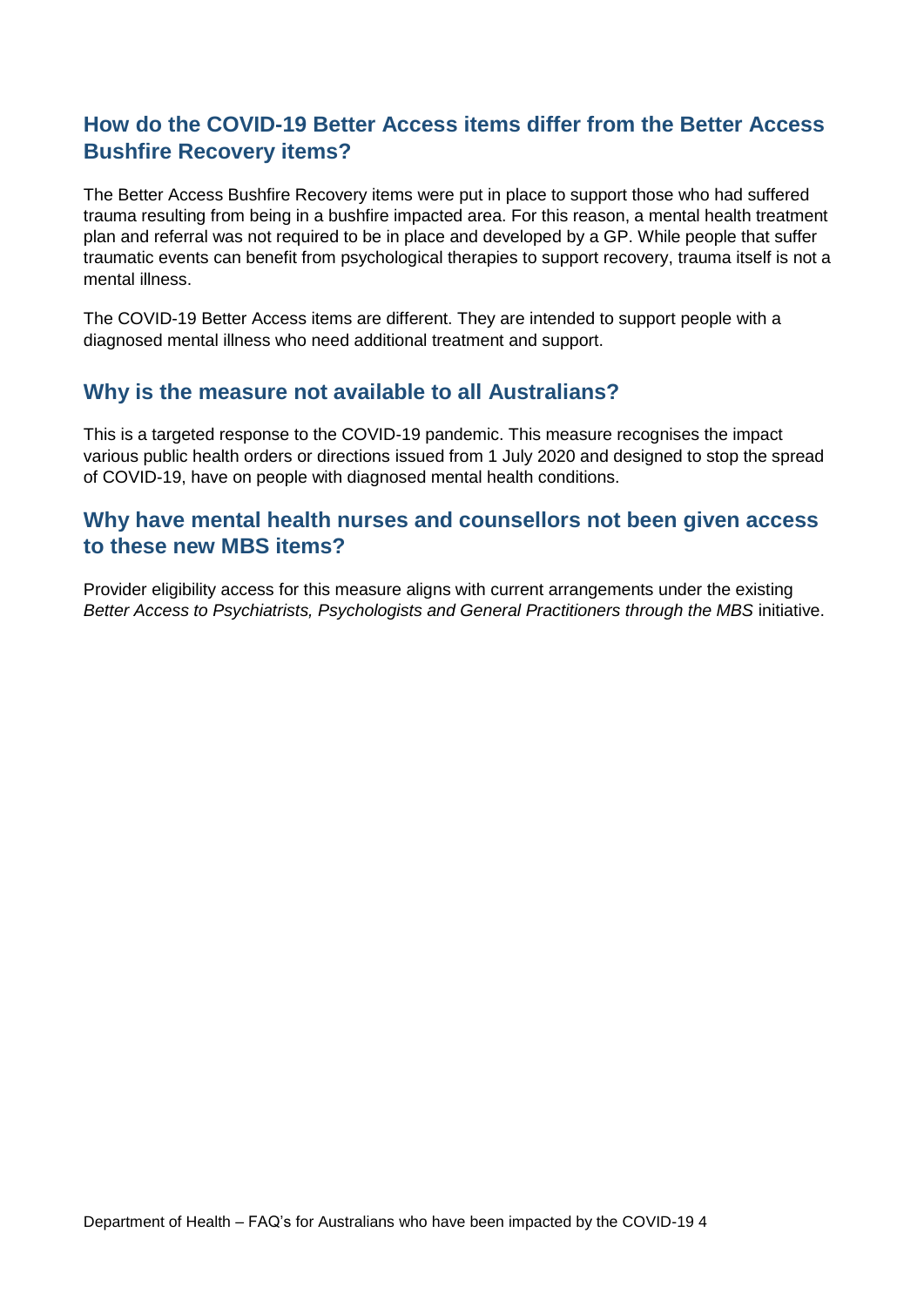## How do the COVID-19 Better Access items differ from the Better Access Bushfire Recovery items?

The Better Access Bushfire Recovery items were put in place to support those who had suffered trauma resulting from being in a bushfire impacted area. For this reason, a mental health treatment plan and referral was not required to be in place and developed by a GP. While people that suffer traumatic events can benefit from psychological therapies to support recovery, trauma itself is not a mental illness.

The COVID-19 Better Access items are different. They are intended to support people with a diagnosed mental illness who need additional treatment and support.

## Why is the measure not available to all Australians?

This is a targeted response to the COVID-19 pandemic. This measure recognises the impact various public health orders or directions issued from 1 July 2020 and designed to stop the spread of COVID-19, have on people with diagnosed mental health conditions.

## Why have mental health nurses and counsellors not been given access to these new MBS items?

Provider eligibility access for this measure aligns with current arrangements under the existing *Better Access to Psychiatrists, Psychologists and General Practitioners through the MBS* initiative.